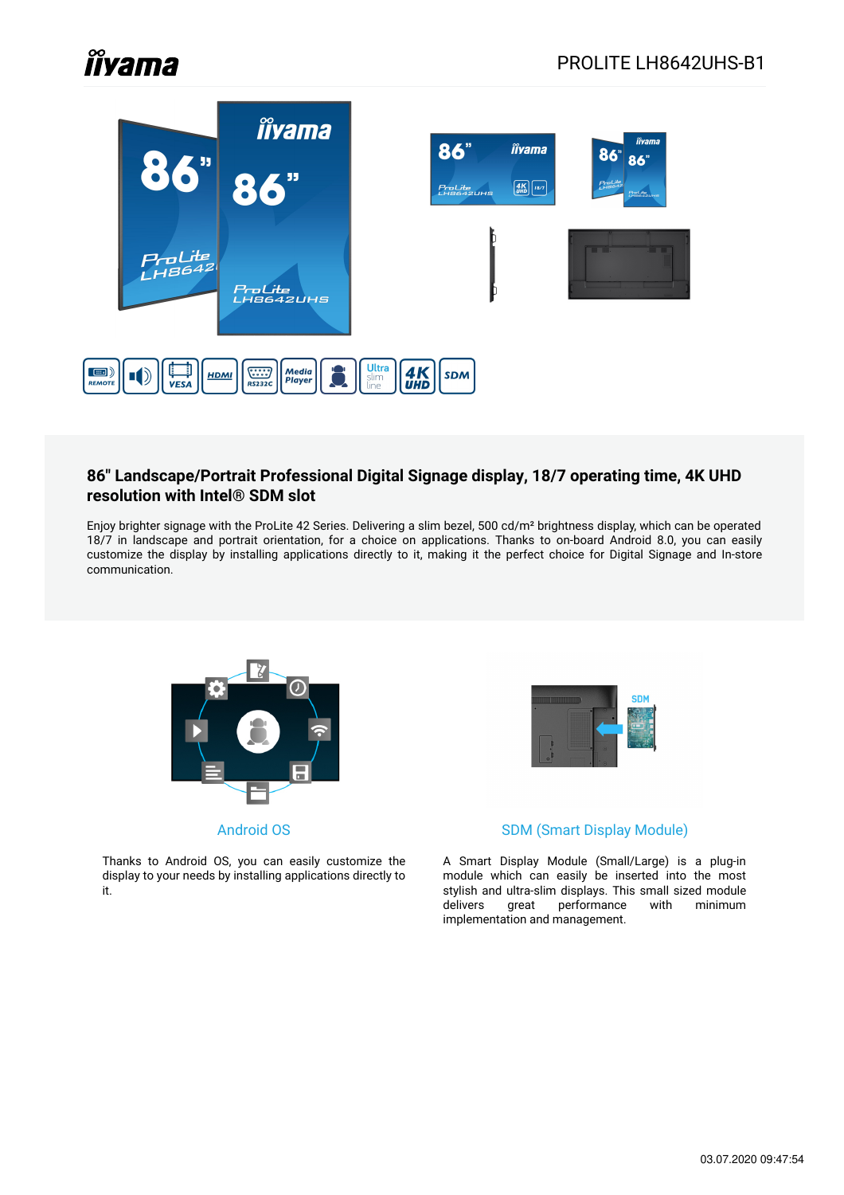# PROLITE LH8642UHS-B1

## 86" Landscape/Portrait Professional Digital Signage display, 18/7 operating time, 4K UHD resolution with Intel® SDM slot

Enjoy brighter signage with the ProLite 42 Series. Delivering a slim bezel, 500 cd/m² brightness display, which can be operated 18/7 in landscape and portrait orientation, for a choice on applications. Thanks to on-board Android 8.0, you can easily customize the display by installing applications directly to it, making it the perfect choice for Digital Signage and In-store communication.

### Android OS

Thanks to Android OS, you can easily customize the display to your needs by installing applications directly to it.

### SDM (Smart Display Module)

A Smart Display Module (Small/Large) is a plug-in module which can easily be inserted into the most stylish and ultra-slim displays. This small sized module delivers great performance with minimum implementation and management.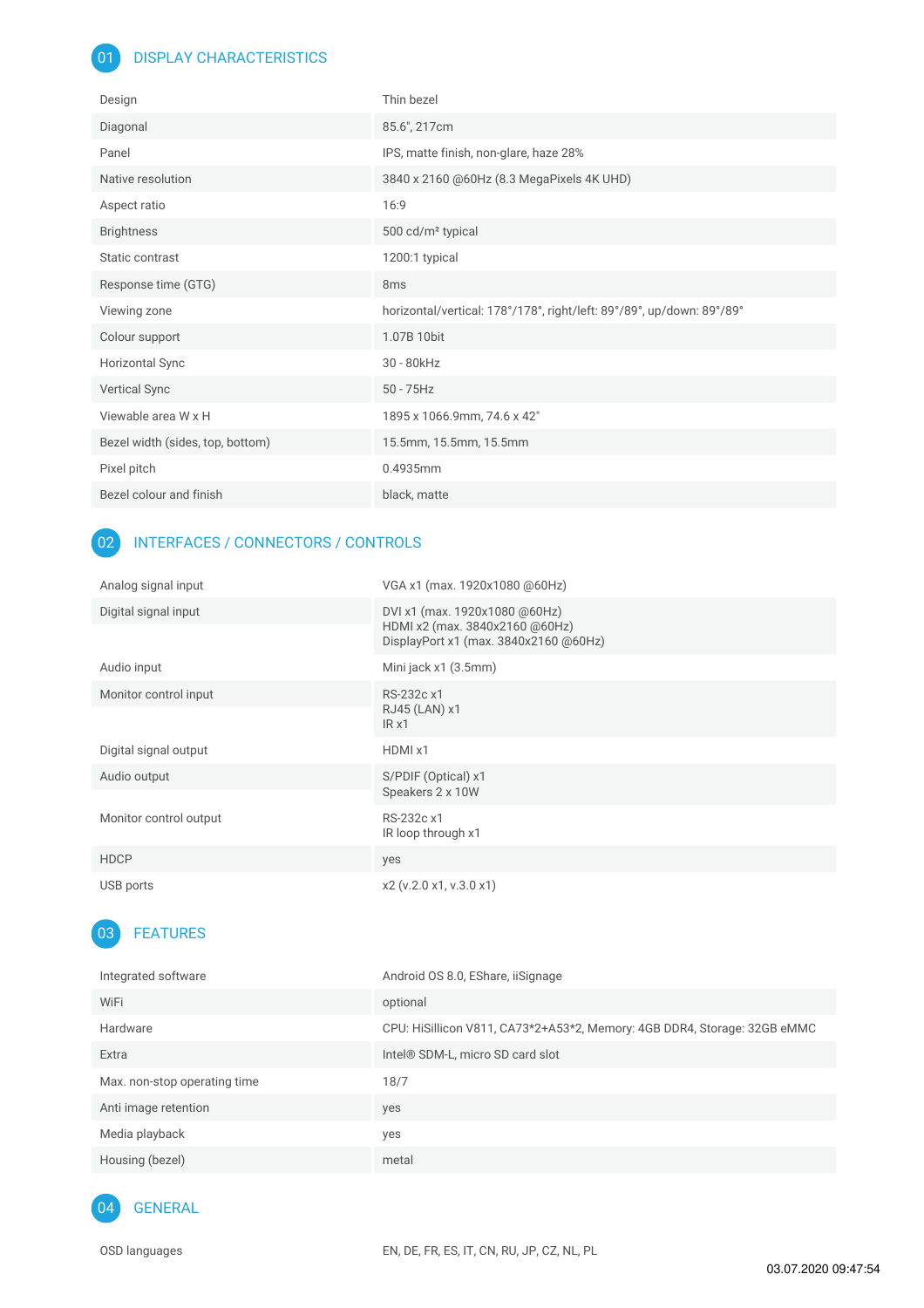## 01 DISPLAY CHARACTERISTICS

| | |
|---|---|
| Design | Thin bezel |
| Diagonal | 85.6", 217cm |
| Panel | IPS, matte finish, non-glare, haze 28% |
| Native resolution | 3840 x 2160 @60Hz (8.3 MegaPixels 4K UHD) |
| Aspect ratio | 16:9 |
| Brightness | 500 cd/m² typical |
| Static contrast | 1200:1 typical |
| Response time (GTG) | 8ms |
| Viewing zone | horizontal/vertical: 178°/178°, right/left: 89°/89°, up/down: 89°/89° |
| Colour support | 1.07B 10bit |
| Horizontal Sync | 30 - 80kHz |
| Vertical Sync | 50 - 75Hz |
| Viewable area W x H | 1895 x 1066.9mm, 74.6 x 42" |
| Bezel width (sides, top, bottom) | 15.5mm, 15.5mm, 15.5mm |
| Pixel pitch | 0.4935mm |
| Bezel colour and finish | black, matte |

## 02 INTERFACES / CONNECTORS / CONTROLS

| | |
|---|---|
| Analog signal input | VGA x1 (max. 1920x1080 @60Hz) |
| Digital signal input | DVI x1 (max. 1920x1080 @60Hz)<br>HDMI x2 (max. 3840x2160 @60Hz)<br>DisplayPort x1 (max. 3840x2160 @60Hz) |
| Audio input | Mini jack x1 (3.5mm) |
| Monitor control input | RS-232c x1<br>RJ45 (LAN) x1<br>IR x1 |
| Digital signal output | HDMI x1 |
| Audio output | S/PDIF (Optical) x1<br>Speakers 2 x 10W |
| Monitor control output | RS-232c x1<br>IR loop through x1 |
| HDCP | yes |
| USB ports | x2 (v.2.0 x1, v.3.0 x1) |

## 03 FEATURES

| | |
|---|---|
| Integrated software | Android OS 8.0, EShare, iiSignage |
| WiFi | optional |
| Hardware | CPU: HiSillicon V811, CA73*2+A53*2, Memory: 4GB DDR4, Storage: 32GB eMMC |
| Extra | Intel® SDM-L, micro SD card slot |
| Max. non-stop operating time | 18/7 |
| Anti image retention | yes |
| Media playback | yes |
| Housing (bezel) | metal |

## 04 GENERAL

| | |
|---|---|
| OSD languages | EN, DE, FR, ES, IT, CN, RU, JP, CZ, NL, PL |

03.07.2020 09:47:54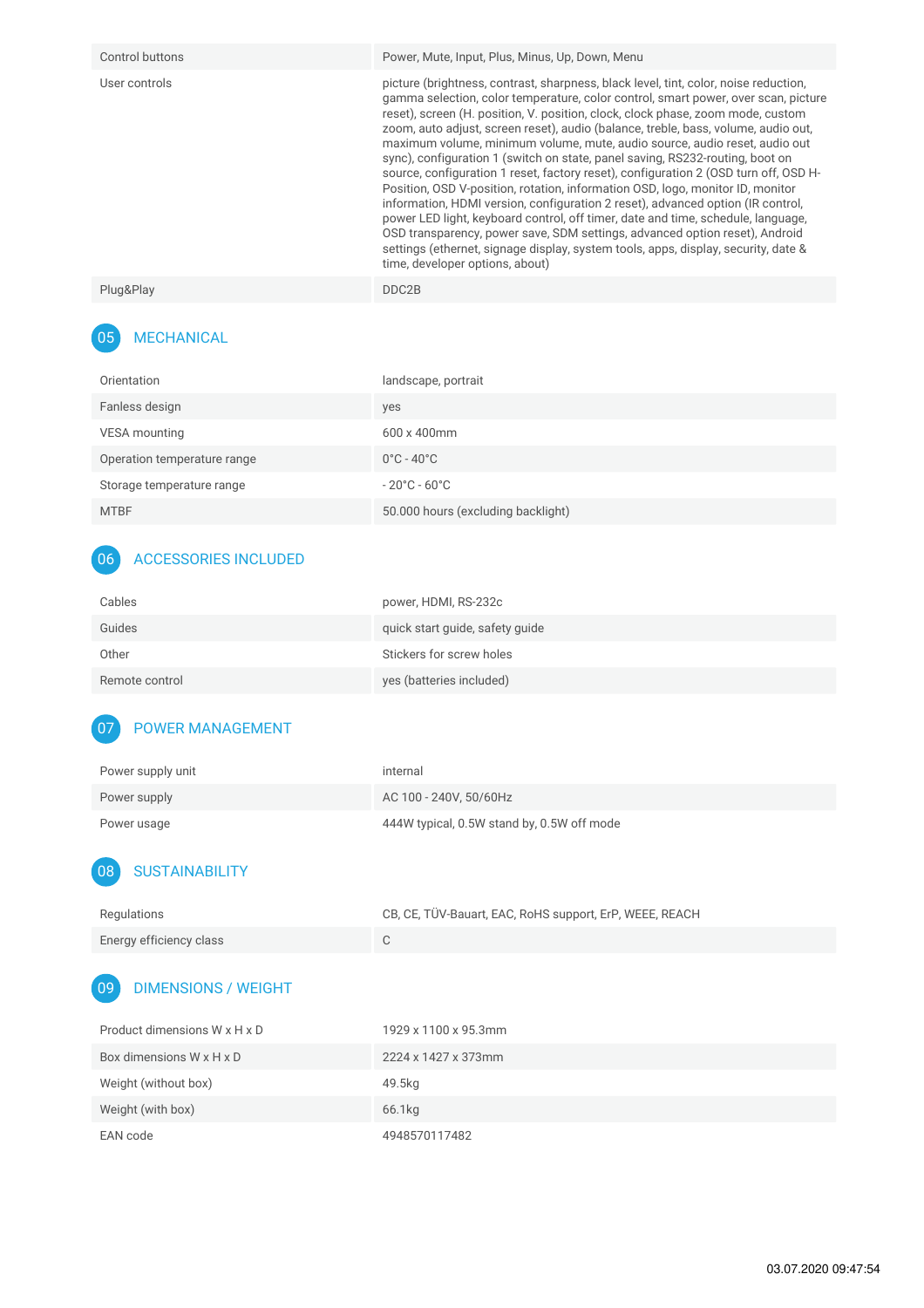| | |
|---|---|
| Control buttons | Power, Mute, Input, Plus, Minus, Up, Down, Menu |
| User controls | picture (brightness, contrast, sharpness, black level, tint, color, noise reduction, gamma selection, color temperature, color control, smart power, over scan, picture reset), screen (H. position, V. position, clock, clock phase, zoom mode, custom zoom, auto adjust, screen reset), audio (balance, treble, bass, volume, audio out, maximum volume, minimum volume, mute, audio source, audio reset, audio out sync), configuration 1 (switch on state, panel saving, RS232-routing, boot on source, configuration 1 reset, factory reset), configuration 2 (OSD turn off, OSD H-Position, OSD V-position, rotation, information OSD, logo, monitor ID, monitor information, HDMI version, configuration 2 reset), advanced option (IR control, power LED light, keyboard control, off timer, date and time, schedule, language, OSD transparency, power save, SDM settings, advanced option reset), Android settings (ethernet, signage display, system tools, apps, display, security, date & time, developer options, about) |
| Plug&Play | DDC2B |

## 05 MECHANICAL

| | |
|---|---|
| Orientation | landscape, portrait |
| Fanless design | yes |
| VESA mounting | 600 x 400mm |
| Operation temperature range | 0°C - 40°C |
| Storage temperature range | - 20°C - 60°C |
| MTBF | 50.000 hours (excluding backlight) |

## 06 ACCESSORIES INCLUDED

| | |
|---|---|
| Cables | power, HDMI, RS-232c |
| Guides | quick start guide, safety guide |
| Other | Stickers for screw holes |
| Remote control | yes (batteries included) |

## 07 POWER MANAGEMENT

| | |
|---|---|
| Power supply unit | internal |
| Power supply | AC 100 - 240V, 50/60Hz |
| Power usage | 444W typical, 0.5W stand by, 0.5W off mode |

## 08 SUSTAINABILITY

| | |
|---|---|
| Regulations | CB, CE, TÜV-Bauart, EAC, RoHS support, ErP, WEEE, REACH |
| Energy efficiency class | C |

## 09 DIMENSIONS / WEIGHT

| | |
|---|---|
| Product dimensions W x H x D | 1929 x 1100 x 95.3mm |
| Box dimensions W x H x D | 2224 x 1427 x 373mm |
| Weight (without box) | 49.5kg |
| Weight (with box) | 66.1kg |
| EAN code | 4948570117482 |

03.07.2020 09:47:54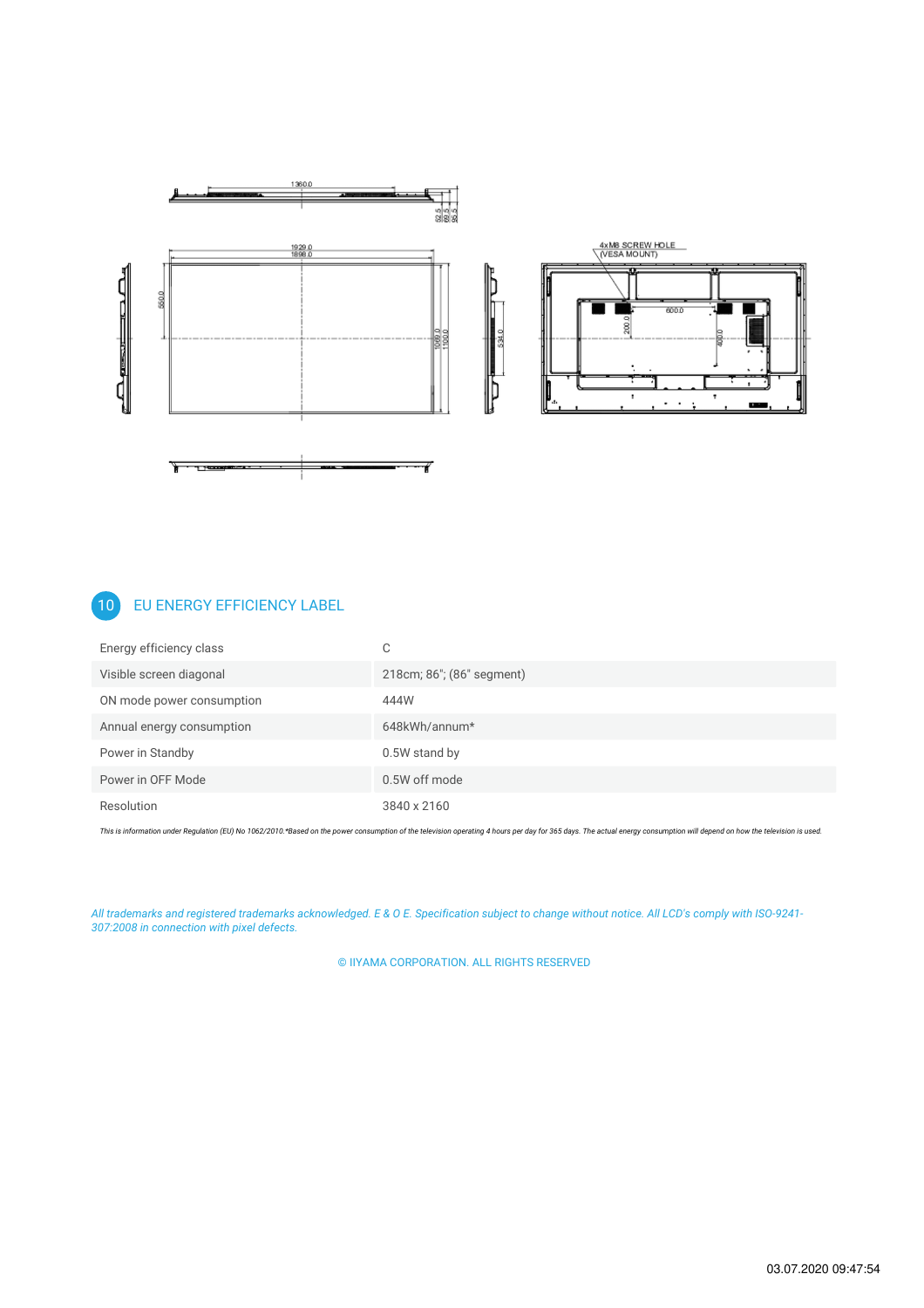1360.0

52.5
69.5
95.5

1929.0
1898.0

560.0

1069.0
1100.0

534.0

4xM8 SCREW HOLE
(VESA MOUNT)

600.0

200.0

400.0

## 10 EU ENERGY EFFICIENCY LABEL

| | |
|---|---|
| Energy efficiency class | C |
| Visible screen diagonal | 218cm; 86"; (86" segment) |
| ON mode power consumption | 444W |
| Annual energy consumption | 648kWh/annum* |
| Power in Standby | 0.5W stand by |
| Power in OFF Mode | 0.5W off mode |
| Resolution | 3840 x 2160 |

*This is information under Regulation (EU) No 1062/2010.*Based on the power consumption of the television operating 4 hours per day for 365 days. The actual energy consumption will depend on how the television is used.*

*All trademarks and registered trademarks acknowledged. E & O E. Specification subject to change without notice. All LCD's comply with ISO-9241-307:2008 in connection with pixel defects.*

© IIYAMA CORPORATION. ALL RIGHTS RESERVED

03.07.2020 09:47:54